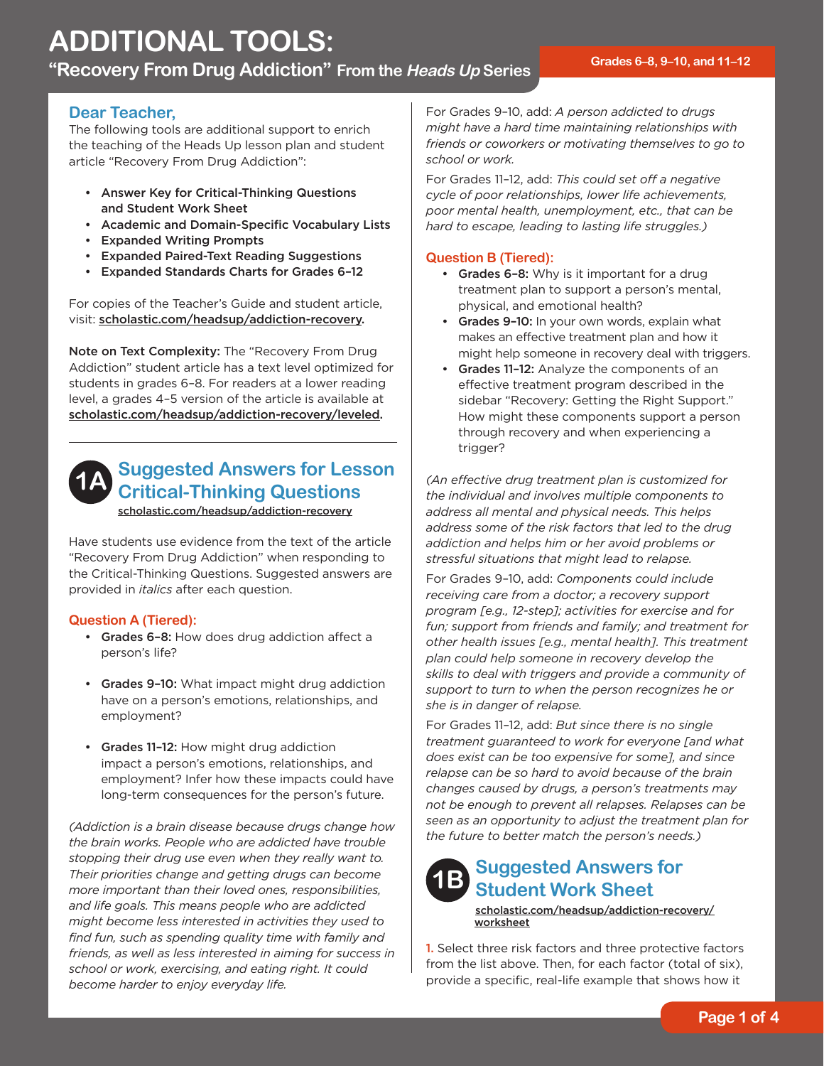# ADDITIONAL TOOLS:

## "Recovery From Drug Addiction" From the *Heads Up* Series

Grades 6–8, 9–10, and 11–12

### Dear Teacher,

The following tools are additional support to enrich the teaching of the Heads Up lesson plan and student article "Recovery From Drug Addiction":

- **Answer Key for Critical-Thinking Questions and Student Work Sheet**
- **Academic and Domain-Specific Vocabulary Lists**
- **Expanded Writing Prompts**
- **Expanded Paired-Text Reading Suggestions**
- **Expanded Standards Charts for Grades 6–12**

For copies of the Teacher's Guide and student article, visit: **scholastic.com/headsup/addiction-recovery.**

**Note on Text Complexity:** The "Recovery From Drug Addiction" student article has a text level optimized for students in grades 6–8. For readers at a lower reading level, a grades 4–5 version of the article is available at **scholastic.com/headsup/addiction-recovery/leveled.**

## 1A Suggested Answers for Lesson Critical-Thinking Questions

scholastic.com/headsup/addiction-recovery

Have students use evidence from the text of the article "Recovery From Drug Addiction" when responding to the Critical-Thinking Questions. Suggested answers are provided in *italics* after each question.

### Question A (Tiered):

- **Grades 6–8:** How does drug addiction affect a person's life?
- **Grades 9–10:** What impact might drug addiction have on a person's emotions, relationships, and employment?
- **Grades 11–12:** How might drug addiction impact a person's emotions, relationships, and employment? Infer how these impacts could have long-term consequences for the person's future.

*(Addiction is a brain disease because drugs change how the brain works. People who are addicted have trouble stopping their drug use even when they really want to. Their priorities change and getting drugs can become more important than their loved ones, responsibilities, and life goals. This means people who are addicted might become less interested in activities they used to find fun, such as spending quality time with family and friends, as well as less interested in aiming for success in school or work, exercising, and eating right. It could become harder to enjoy everyday life.*

For Grades 9–10, add: *A person addicted to drugs might have a hard time maintaining relationships with friends or coworkers or motivating themselves to go to school or work.*

For Grades 11–12, add: *This could set off a negative cycle of poor relationships, lower life achievements, poor mental health, unemployment, etc., that can be hard to escape, leading to lasting life struggles.)*

### Question B (Tiered):

- **Grades 6–8:** Why is it important for a drug treatment plan to support a person's mental, physical, and emotional health?
- **Grades 9–10:** In your own words, explain what makes an effective treatment plan and how it might help someone in recovery deal with triggers.
- **Grades 11–12:** Analyze the components of an effective treatment program described in the sidebar "Recovery: Getting the Right Support." How might these components support a person through recovery and when experiencing a trigger?

*(An effective drug treatment plan is customized for the individual and involves multiple components to address all mental and physical needs. This helps address some of the risk factors that led to the drug addiction and helps him or her avoid problems or stressful situations that might lead to relapse.*

For Grades 9–10, add: *Components could include receiving care from a doctor; a recovery support program [e.g., 12-step]; activities for exercise and for fun; support from friends and family; and treatment for other health issues [e.g., mental health]. This treatment plan could help someone in recovery develop the skills to deal with triggers and provide a community of support to turn to when the person recognizes he or she is in danger of relapse.*

For Grades 11–12, add: *But since there is no single treatment guaranteed to work for everyone [and what does exist can be too expensive for some], and since relapse can be so hard to avoid because of the brain changes caused by drugs, a person's treatments may not be enough to prevent all relapses. Relapses can be seen as an opportunity to adjust the treatment plan for the future to better match the person's needs.)*

## 1B Suggested Answers for Student Work Sheet

scholastic.com/headsup/addiction-recovery/worksheet

**1.** Select three risk factors and three protective factors from the list above. Then, for each factor (total of six), provide a specific, real-life example that shows how it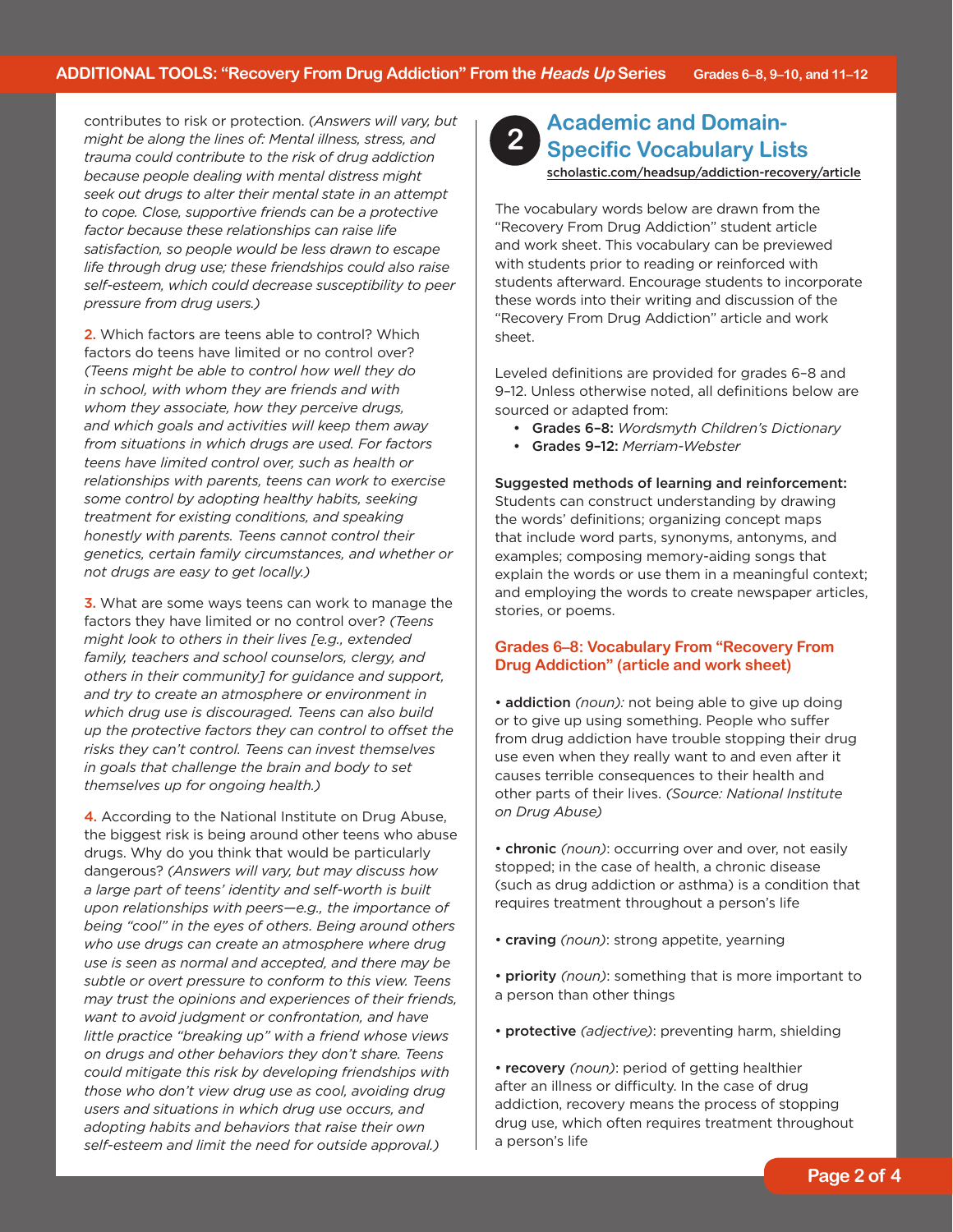contributes to risk or protection. *(Answers will vary, but might be along the lines of: Mental illness, stress, and trauma could contribute to the risk of drug addiction because people dealing with mental distress might seek out drugs to alter their mental state in an attempt to cope. Close, supportive friends can be a protective factor because these relationships can raise life satisfaction, so people would be less drawn to escape life through drug use; these friendships could also raise self-esteem, which could decrease susceptibility to peer pressure from drug users.)*

2. Which factors are teens able to control? Which factors do teens have limited or no control over? *(Teens might be able to control how well they do in school, with whom they are friends and with whom they associate, how they perceive drugs, and which goals and activities will keep them away from situations in which drugs are used. For factors teens have limited control over, such as health or relationships with parents, teens can work to exercise some control by adopting healthy habits, seeking treatment for existing conditions, and speaking honestly with parents. Teens cannot control their genetics, certain family circumstances, and whether or not drugs are easy to get locally.)*

3. What are some ways teens can work to manage the factors they have limited or no control over? *(Teens might look to others in their lives [e.g., extended family, teachers and school counselors, clergy, and others in their community] for guidance and support, and try to create an atmosphere or environment in which drug use is discouraged. Teens can also build up the protective factors they can control to offset the risks they can't control. Teens can invest themselves in goals that challenge the brain and body to set themselves up for ongoing health.)*

4. According to the National Institute on Drug Abuse, the biggest risk is being around other teens who abuse drugs. Why do you think that would be particularly dangerous? *(Answers will vary, but may discuss how a large part of teens' identity and self-worth is built upon relationships with peers—e.g., the importance of being "cool" in the eyes of others. Being around others who use drugs can create an atmosphere where drug use is seen as normal and accepted, and there may be subtle or overt pressure to conform to this view. Teens may trust the opinions and experiences of their friends, want to avoid judgment or confrontation, and have little practice "breaking up" with a friend whose views on drugs and other behaviors they don't share. Teens could mitigate this risk by developing friendships with those who don't view drug use as cool, avoiding drug users and situations in which drug use occurs, and adopting habits and behaviors that raise their own self-esteem and limit the need for outside approval.)*

## 2 Academic and Domain-Specific Vocabulary Lists

scholastic.com/headsup/addiction-recovery/article

The vocabulary words below are drawn from the "Recovery From Drug Addiction" student article and work sheet. This vocabulary can be previewed with students prior to reading or reinforced with students afterward. Encourage students to incorporate these words into their writing and discussion of the "Recovery From Drug Addiction" article and work sheet.

Leveled definitions are provided for grades 6–8 and 9–12. Unless otherwise noted, all definitions below are sourced or adapted from:

- **Grades 6–8:** *Wordsmyth Children's Dictionary*
- **Grades 9–12:** *Merriam-Webster*

**Suggested methods of learning and reinforcement:** Students can construct understanding by drawing the words' definitions; organizing concept maps that include word parts, synonyms, antonyms, and examples; composing memory-aiding songs that explain the words or use them in a meaningful context; and employing the words to create newspaper articles, stories, or poems.

### Grades 6–8: Vocabulary From "Recovery From Drug Addiction" (article and work sheet)

- **addiction** *(noun):* not being able to give up doing or to give up using something. People who suffer from drug addiction have trouble stopping their drug use even when they really want to and even after it causes terrible consequences to their health and other parts of their lives. *(Source: National Institute on Drug Abuse)*

- **chronic** *(noun)*: occurring over and over, not easily stopped; in the case of health, a chronic disease (such as drug addiction or asthma) is a condition that requires treatment throughout a person's life

- **craving** *(noun)*: strong appetite, yearning

- **priority** *(noun)*: something that is more important to a person than other things

- **protective** *(adjective)*: preventing harm, shielding

- **recovery** *(noun)*: period of getting healthier after an illness or difficulty. In the case of drug addiction, recovery means the process of stopping drug use, which often requires treatment throughout a person's life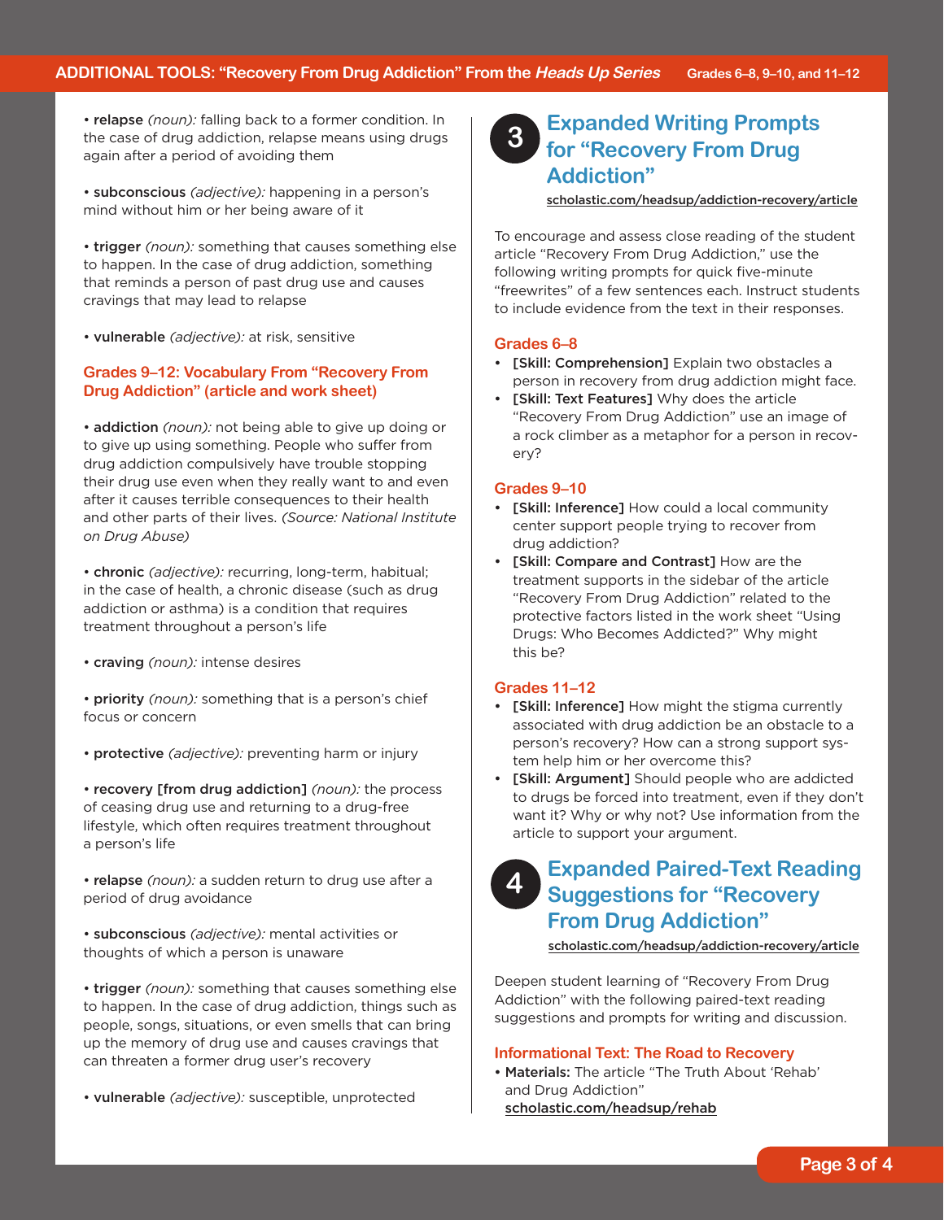- **relapse** *(noun):* falling back to a former condition. In the case of drug addiction, relapse means using drugs again after a period of avoiding them

- **subconscious** *(adjective):* happening in a person's mind without him or her being aware of it

- **trigger** *(noun):* something that causes something else to happen. In the case of drug addiction, something that reminds a person of past drug use and causes cravings that may lead to relapse

- **vulnerable** *(adjective):* at risk, sensitive

### Grades 9–12: Vocabulary From "Recovery From Drug Addiction" (article and work sheet)

- **addiction** *(noun):* not being able to give up doing or to give up using something. People who suffer from drug addiction compulsively have trouble stopping their drug use even when they really want to and even after it causes terrible consequences to their health and other parts of their lives. *(Source: National Institute on Drug Abuse)*

- **chronic** *(adjective):* recurring, long-term, habitual; in the case of health, a chronic disease (such as drug addiction or asthma) is a condition that requires treatment throughout a person's life

- **craving** *(noun):* intense desires

- **priority** *(noun):* something that is a person's chief focus or concern

- **protective** *(adjective):* preventing harm or injury

- **recovery [from drug addiction]** *(noun):* the process of ceasing drug use and returning to a drug-free lifestyle, which often requires treatment throughout a person's life

- **relapse** *(noun):* a sudden return to drug use after a period of drug avoidance

- **subconscious** *(adjective):* mental activities or thoughts of which a person is unaware

- **trigger** *(noun):* something that causes something else to happen. In the case of drug addiction, things such as people, songs, situations, or even smells that can bring up the memory of drug use and causes cravings that can threaten a former drug user's recovery

- **vulnerable** *(adjective):* susceptible, unprotected

## 3 Expanded Writing Prompts for "Recovery From Drug Addiction"

scholastic.com/headsup/addiction-recovery/article

To encourage and assess close reading of the student article "Recovery From Drug Addiction," use the following writing prompts for quick five-minute "freewrites" of a few sentences each. Instruct students to include evidence from the text in their responses.

### Grades 6–8

- **[Skill: Comprehension]** Explain two obstacles a person in recovery from drug addiction might face.
- **[Skill: Text Features]** Why does the article "Recovery From Drug Addiction" use an image of a rock climber as a metaphor for a person in recovery?

### Grades 9–10

- **[Skill: Inference]** How could a local community center support people trying to recover from drug addiction?
- **[Skill: Compare and Contrast]** How are the treatment supports in the sidebar of the article "Recovery From Drug Addiction" related to the protective factors listed in the work sheet "Using Drugs: Who Becomes Addicted?" Why might this be?

### Grades 11–12

- **[Skill: Inference]** How might the stigma currently associated with drug addiction be an obstacle to a person's recovery? How can a strong support system help him or her overcome this?
- **[Skill: Argument]** Should people who are addicted to drugs be forced into treatment, even if they don't want it? Why or why not? Use information from the article to support your argument.

## 4 Expanded Paired-Text Reading Suggestions for "Recovery From Drug Addiction"

scholastic.com/headsup/addiction-recovery/article

Deepen student learning of "Recovery From Drug Addiction" with the following paired-text reading suggestions and prompts for writing and discussion.

### Informational Text: The Road to Recovery

- **Materials:** The article "The Truth About 'Rehab' and Drug Addiction" scholastic.com/headsup/rehab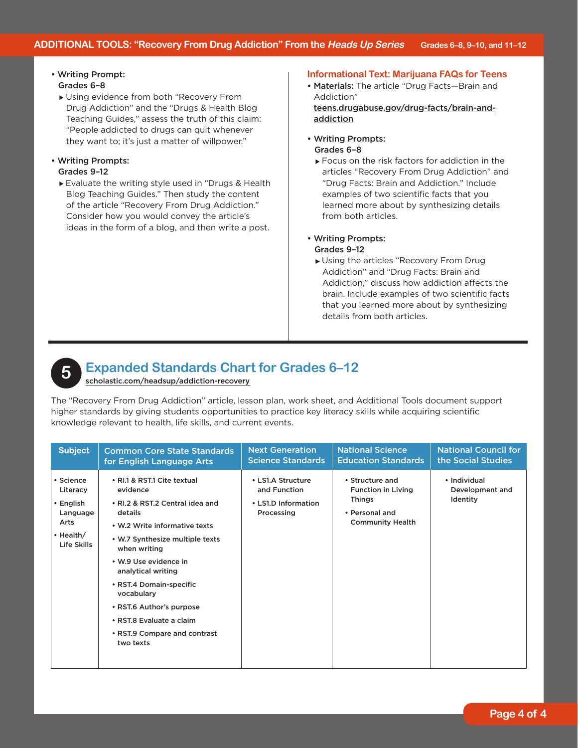- **Writing Prompt:**
  **Grades 6–8**
  - Using evidence from both “Recovery From Drug Addiction” and the “Drugs & Health Blog Teaching Guides,” assess the truth of this claim: “People addicted to drugs can quit whenever they want to; it’s just a matter of willpower.”

- **Writing Prompts:**
  **Grades 9–12**
  - Evaluate the writing style used in “Drugs & Health Blog Teaching Guides.” Then study the content of the article “Recovery From Drug Addiction.” Consider how you would convey the article’s ideas in the form of a blog, and then write a post.

### Informational Text: Marijuana FAQs for Teens

- **Materials:** The article “Drug Facts—Brain and Addiction”
  teens.drugabuse.gov/drug-facts/brain-and-addiction

- **Writing Prompts:**
  **Grades 6–8**
  - Focus on the risk factors for addiction in the articles “Recovery From Drug Addiction” and “Drug Facts: Brain and Addiction.” Include examples of two scientific facts that you learned more about by synthesizing details from both articles.

- **Writing Prompts:**
  **Grades 9–12**
  - Using the articles “Recovery From Drug Addiction” and “Drug Facts: Brain and Addiction,” discuss how addiction affects the brain. Include examples of two scientific facts that you learned more about by synthesizing details from both articles.

## 5 Expanded Standards Chart for Grades 6–12

scholastic.com/headsup/addiction-recovery

The “Recovery From Drug Addiction” article, lesson plan, work sheet, and Additional Tools document support higher standards by giving students opportunities to practice key literacy skills while acquiring scientific knowledge relevant to health, life skills, and current events.

| Subject | Common Core State Standards for English Language Arts | Next Generation Science Standards | National Science Education Standards | National Council for the Social Studies |
|---|---|---|---|---|
| • Science Literacy<br>• English Language Arts<br>• Health/ Life Skills | • RI.1 & RST.1 Cite textual evidence<br>• RI.2 & RST.2 Central idea and details<br>• W.2 Write informative texts<br>• W.7 Synthesize multiple texts when writing<br>• W.9 Use evidence in analytical writing<br>• RST.4 Domain-specific vocabulary<br>• RST.6 Author’s purpose<br>• RST.8 Evaluate a claim<br>• RST.9 Compare and contrast two texts | • LS1.A Structure and Function<br>• LS1.D Information Processing | • Structure and Function in Living Things<br>• Personal and Community Health | • Individual Development and Identity |